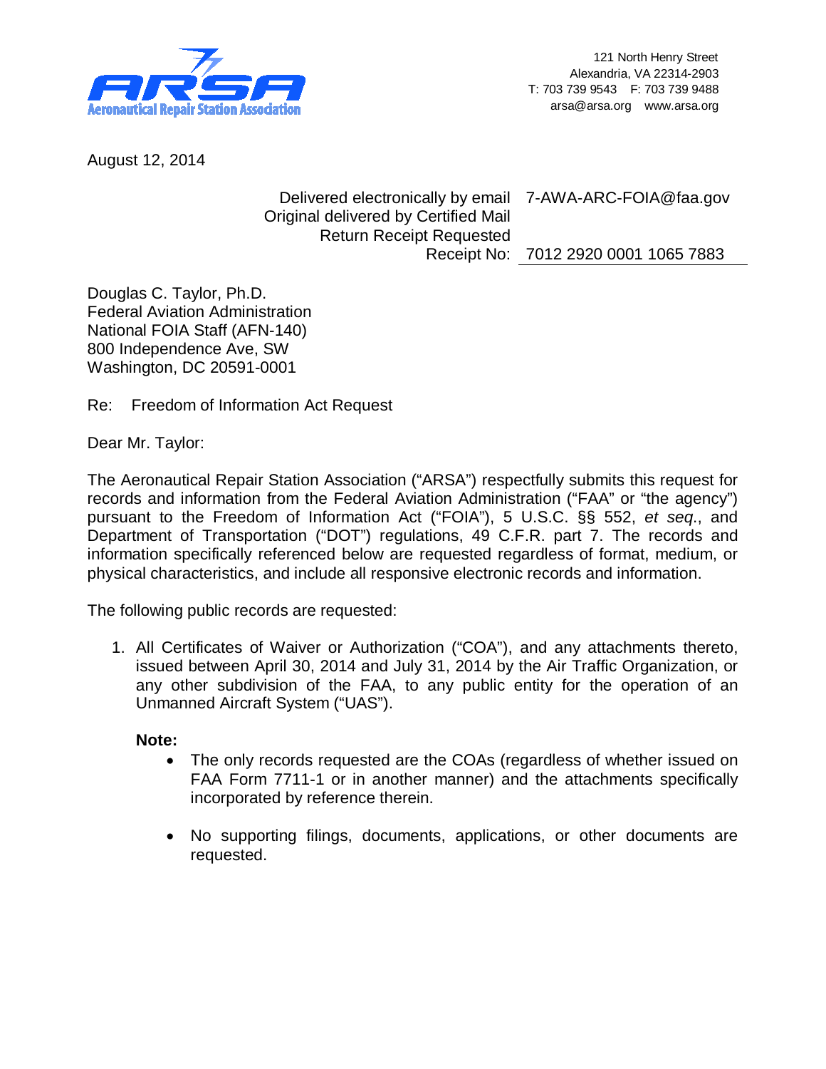ARSA
Aeronautical Repair Station Association

121 North Henry Street
Alexandria, VA 22314-2903
T: 703 739 9543 F: 703 739 9488
arsa@arsa.org www.arsa.org

August 12, 2014

Delivered electronically by email 7-AWA-ARC-FOIA@faa.gov
Original delivered by Certified Mail
Return Receipt Requested
Receipt No: 7012 2920 0001 1065 7883

Douglas C. Taylor, Ph.D.
Federal Aviation Administration
National FOIA Staff (AFN-140)
800 Independence Ave, SW
Washington, DC 20591-0001

Re: Freedom of Information Act Request

Dear Mr. Taylor:

The Aeronautical Repair Station Association ("ARSA") respectfully submits this request for records and information from the Federal Aviation Administration ("FAA" or "the agency") pursuant to the Freedom of Information Act ("FOIA"), 5 U.S.C. §§ 552, *et seq*., and Department of Transportation ("DOT") regulations, 49 C.F.R. part 7. The records and information specifically referenced below are requested regardless of format, medium, or physical characteristics, and include all responsive electronic records and information.

The following public records are requested:

1. All Certificates of Waiver or Authorization ("COA"), and any attachments thereto, issued between April 30, 2014 and July 31, 2014 by the Air Traffic Organization, or any other subdivision of the FAA, to any public entity for the operation of an Unmanned Aircraft System ("UAS").

   **Note:**

   - The only records requested are the COAs (regardless of whether issued on FAA Form 7711-1 or in another manner) and the attachments specifically incorporated by reference therein.
   - No supporting filings, documents, applications, or other documents are requested.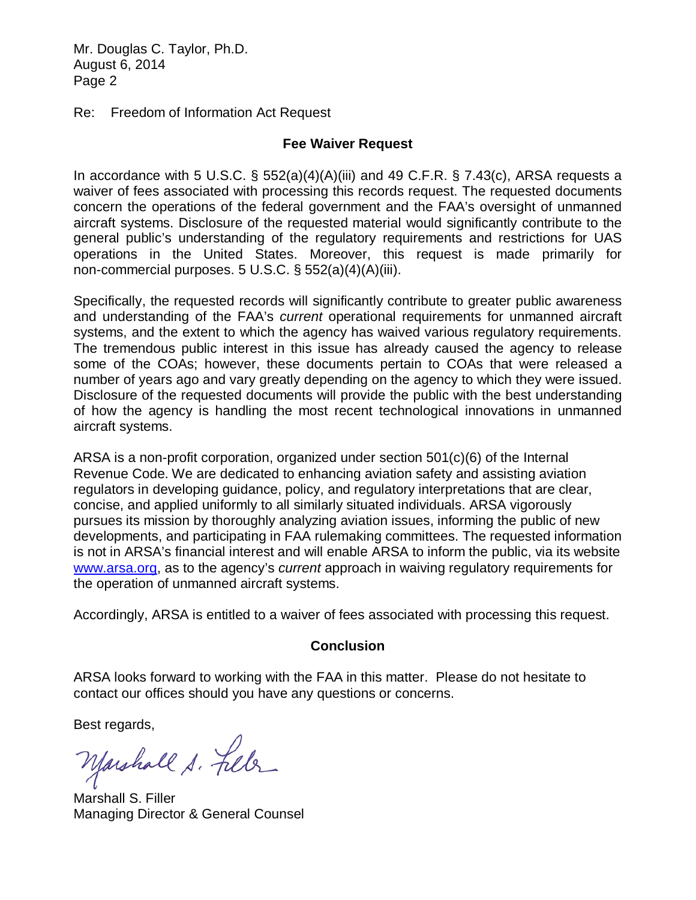Re: Freedom of Information Act Request

**Fee Waiver Request**

In accordance with 5 U.S.C. § 552(a)(4)(A)(iii) and 49 C.F.R. § 7.43(c), ARSA requests a waiver of fees associated with processing this records request. The requested documents concern the operations of the federal government and the FAA's oversight of unmanned aircraft systems. Disclosure of the requested material would significantly contribute to the general public's understanding of the regulatory requirements and restrictions for UAS operations in the United States. Moreover, this request is made primarily for non-commercial purposes. 5 U.S.C. § 552(a)(4)(A)(iii).

Specifically, the requested records will significantly contribute to greater public awareness and understanding of the FAA's *current* operational requirements for unmanned aircraft systems, and the extent to which the agency has waived various regulatory requirements. The tremendous public interest in this issue has already caused the agency to release some of the COAs; however, these documents pertain to COAs that were released a number of years ago and vary greatly depending on the agency to which they were issued. Disclosure of the requested documents will provide the public with the best understanding of how the agency is handling the most recent technological innovations in unmanned aircraft systems.

ARSA is a non-profit corporation, organized under section 501(c)(6) of the Internal Revenue Code. We are dedicated to enhancing aviation safety and assisting aviation regulators in developing guidance, policy, and regulatory interpretations that are clear, concise, and applied uniformly to all similarly situated individuals. ARSA vigorously pursues its mission by thoroughly analyzing aviation issues, informing the public of new developments, and participating in FAA rulemaking committees. The requested information is not in ARSA's financial interest and will enable ARSA to inform the public, via its website www.arsa.org, as to the agency's *current* approach in waiving regulatory requirements for the operation of unmanned aircraft systems.

Accordingly, ARSA is entitled to a waiver of fees associated with processing this request.

**Conclusion**

ARSA looks forward to working with the FAA in this matter. Please do not hesitate to contact our offices should you have any questions or concerns.

Best regards,

Marshall S. Filler

Marshall S. Filler
Managing Director & General Counsel